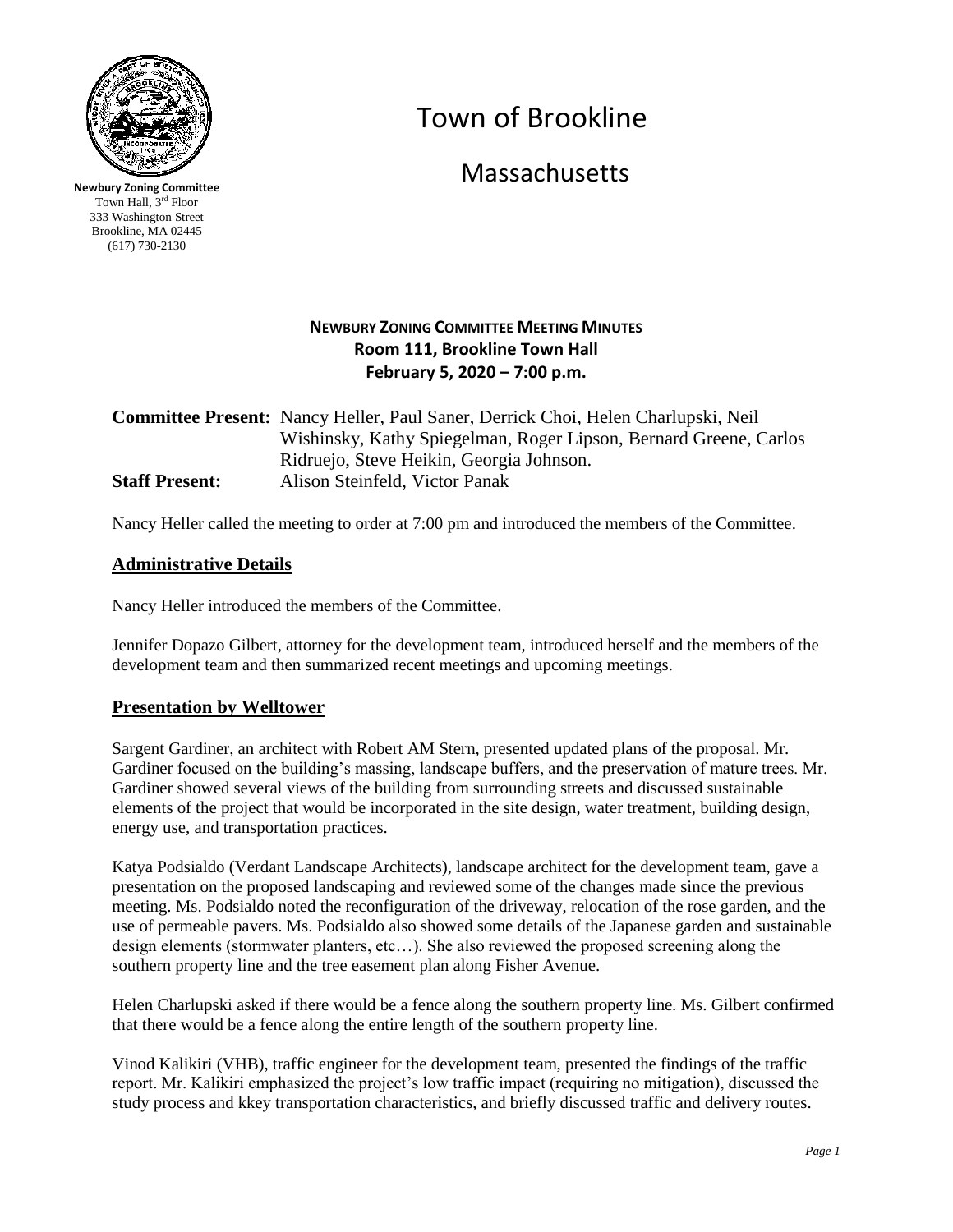**Newbury Zoning Committee**
Town Hall, 3rd Floor
333 Washington Street
Brookline, MA 02445
(617) 730-2130

# Town of Brookline

## Massachusetts

### NEWBURY ZONING COMMITTEE MEETING MINUTES
**Room 111, Brookline Town Hall**
**February 5, 2020 – 7:00 p.m.**

**Committee Present:** Nancy Heller, Paul Saner, Derrick Choi, Helen Charlupski, Neil Wishinsky, Kathy Spiegelman, Roger Lipson, Bernard Greene, Carlos Ridruejo, Steve Heikin, Georgia Johnson.
**Staff Present:** Alison Steinfeld, Victor Panak

Nancy Heller called the meeting to order at 7:00 pm and introduced the members of the Committee.

## Administrative Details

Nancy Heller introduced the members of the Committee.

Jennifer Dopazo Gilbert, attorney for the development team, introduced herself and the members of the development team and then summarized recent meetings and upcoming meetings.

## Presentation by Welltower

Sargent Gardiner, an architect with Robert AM Stern, presented updated plans of the proposal. Mr. Gardiner focused on the building's massing, landscape buffers, and the preservation of mature trees. Mr. Gardiner showed several views of the building from surrounding streets and discussed sustainable elements of the project that would be incorporated in the site design, water treatment, building design, energy use, and transportation practices.

Katya Podsialdo (Verdant Landscape Architects), landscape architect for the development team, gave a presentation on the proposed landscaping and reviewed some of the changes made since the previous meeting. Ms. Podsialdo noted the reconfiguration of the driveway, relocation of the rose garden, and the use of permeable pavers. Ms. Podsialdo also showed some details of the Japanese garden and sustainable design elements (stormwater planters, etc…). She also reviewed the proposed screening along the southern property line and the tree easement plan along Fisher Avenue.

Helen Charlupski asked if there would be a fence along the southern property line. Ms. Gilbert confirmed that there would be a fence along the entire length of the southern property line.

Vinod Kalikiri (VHB), traffic engineer for the development team, presented the findings of the traffic report. Mr. Kalikiri emphasized the project's low traffic impact (requiring no mitigation), discussed the study process and kkey transportation characteristics, and briefly discussed traffic and delivery routes.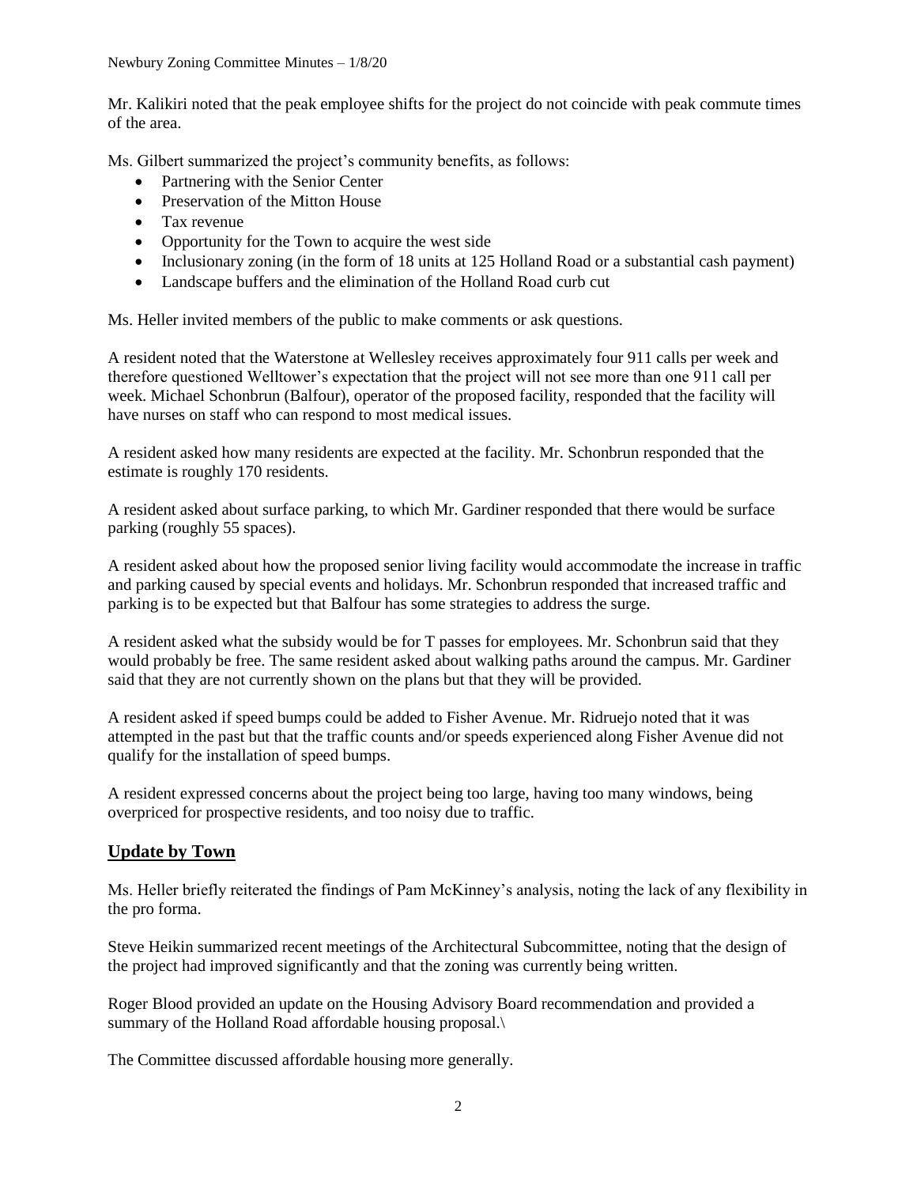Mr. Kalikiri noted that the peak employee shifts for the project do not coincide with peak commute times of the area.

Ms. Gilbert summarized the project's community benefits, as follows:

- Partnering with the Senior Center
- Preservation of the Mitton House
- Tax revenue
- Opportunity for the Town to acquire the west side
- Inclusionary zoning (in the form of 18 units at 125 Holland Road or a substantial cash payment)
- Landscape buffers and the elimination of the Holland Road curb cut

Ms. Heller invited members of the public to make comments or ask questions.

A resident noted that the Waterstone at Wellesley receives approximately four 911 calls per week and therefore questioned Welltower's expectation that the project will not see more than one 911 call per week. Michael Schonbrun (Balfour), operator of the proposed facility, responded that the facility will have nurses on staff who can respond to most medical issues.

A resident asked how many residents are expected at the facility. Mr. Schonbrun responded that the estimate is roughly 170 residents.

A resident asked about surface parking, to which Mr. Gardiner responded that there would be surface parking (roughly 55 spaces).

A resident asked about how the proposed senior living facility would accommodate the increase in traffic and parking caused by special events and holidays. Mr. Schonbrun responded that increased traffic and parking is to be expected but that Balfour has some strategies to address the surge.

A resident asked what the subsidy would be for T passes for employees. Mr. Schonbrun said that they would probably be free. The same resident asked about walking paths around the campus. Mr. Gardiner said that they are not currently shown on the plans but that they will be provided.

A resident asked if speed bumps could be added to Fisher Avenue. Mr. Ridruejo noted that it was attempted in the past but that the traffic counts and/or speeds experienced along Fisher Avenue did not qualify for the installation of speed bumps.

A resident expressed concerns about the project being too large, having too many windows, being overpriced for prospective residents, and too noisy due to traffic.

## Update by Town

Ms. Heller briefly reiterated the findings of Pam McKinney's analysis, noting the lack of any flexibility in the pro forma.

Steve Heikin summarized recent meetings of the Architectural Subcommittee, noting that the design of the project had improved significantly and that the zoning was currently being written.

Roger Blood provided an update on the Housing Advisory Board recommendation and provided a summary of the Holland Road affordable housing proposal.\

The Committee discussed affordable housing more generally.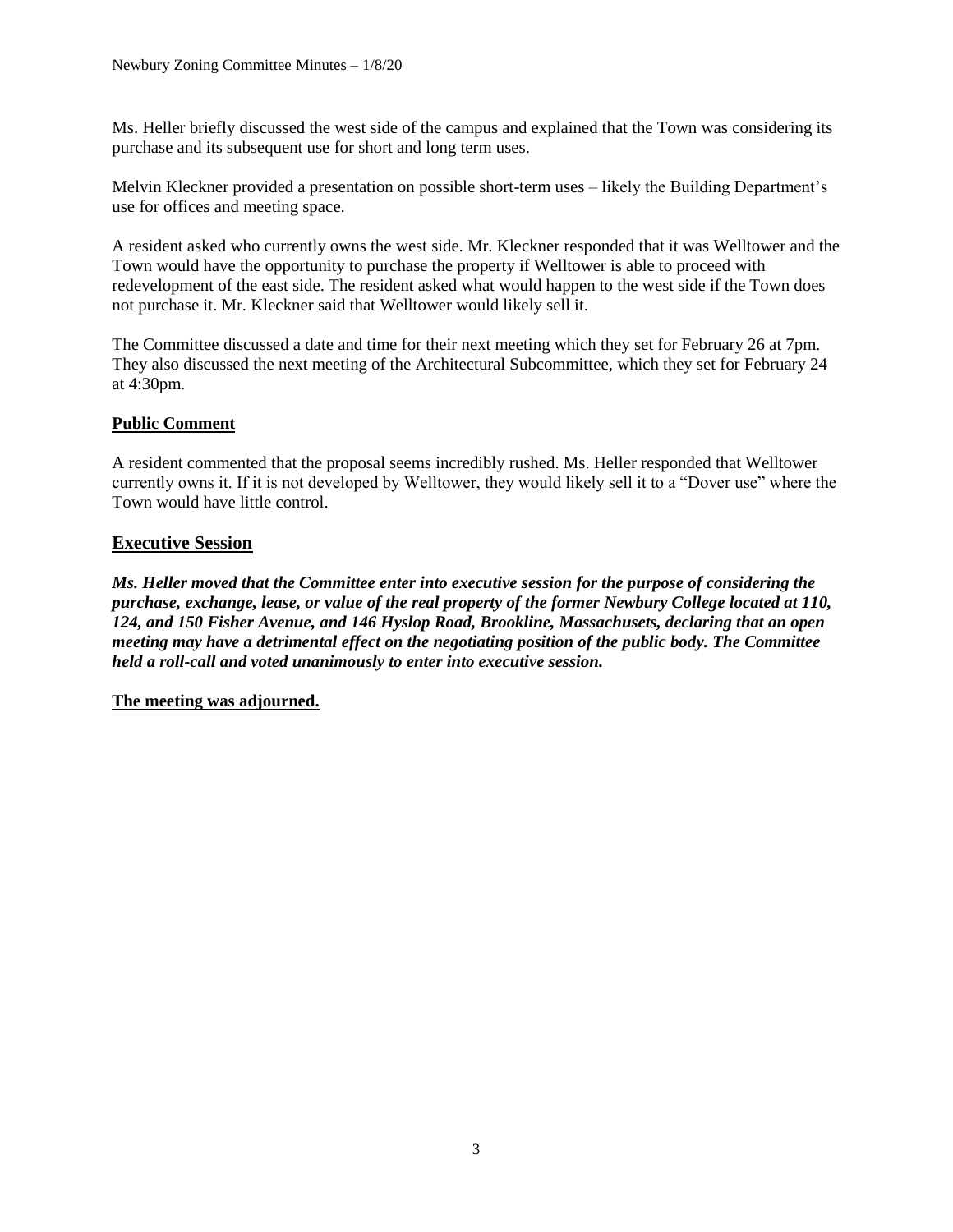Ms. Heller briefly discussed the west side of the campus and explained that the Town was considering its purchase and its subsequent use for short and long term uses.

Melvin Kleckner provided a presentation on possible short-term uses – likely the Building Department's use for offices and meeting space.

A resident asked who currently owns the west side. Mr. Kleckner responded that it was Welltower and the Town would have the opportunity to purchase the property if Welltower is able to proceed with redevelopment of the east side. The resident asked what would happen to the west side if the Town does not purchase it. Mr. Kleckner said that Welltower would likely sell it.

The Committee discussed a date and time for their next meeting which they set for February 26 at 7pm. They also discussed the next meeting of the Architectural Subcommittee, which they set for February 24 at 4:30pm.

**Public Comment**

A resident commented that the proposal seems incredibly rushed. Ms. Heller responded that Welltower currently owns it. If it is not developed by Welltower, they would likely sell it to a "Dover use" where the Town would have little control.

## Executive Session

***Ms. Heller moved that the Committee enter into executive session for the purpose of considering the purchase, exchange, lease, or value of the real property of the former Newbury College located at 110, 124, and 150 Fisher Avenue, and 146 Hyslop Road, Brookline, Massachusets, declaring that an open meeting may have a detrimental effect on the negotiating position of the public body. The Committee held a roll-call and voted unanimously to enter into executive session.***

**The meeting was adjourned.**